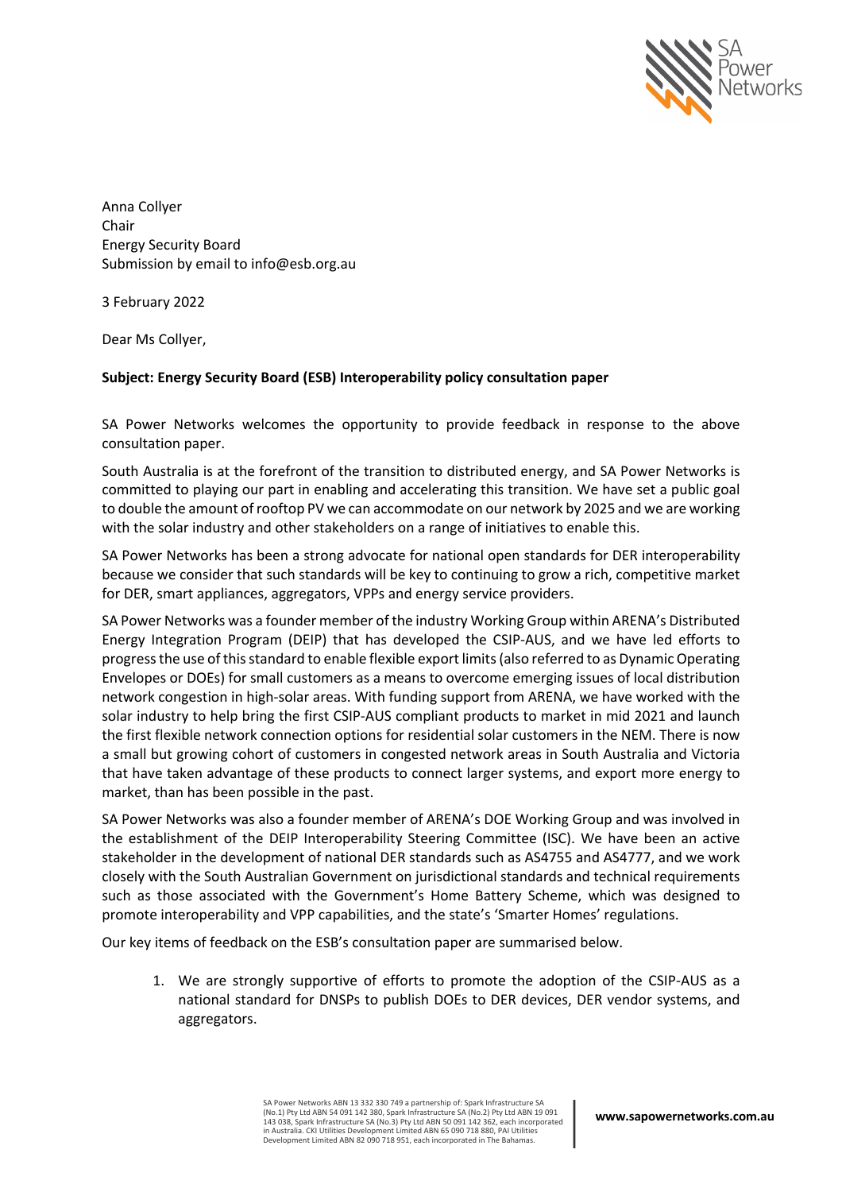Anna Collyer
Chair
Energy Security Board
Submission by email to info@esb.org.au

3 February 2022

Dear Ms Collyer,

**Subject: Energy Security Board (ESB) Interoperability policy consultation paper**

SA Power Networks welcomes the opportunity to provide feedback in response to the above consultation paper.

South Australia is at the forefront of the transition to distributed energy, and SA Power Networks is committed to playing our part in enabling and accelerating this transition. We have set a public goal to double the amount of rooftop PV we can accommodate on our network by 2025 and we are working with the solar industry and other stakeholders on a range of initiatives to enable this.

SA Power Networks has been a strong advocate for national open standards for DER interoperability because we consider that such standards will be key to continuing to grow a rich, competitive market for DER, smart appliances, aggregators, VPPs and energy service providers.

SA Power Networks was a founder member of the industry Working Group within ARENA's Distributed Energy Integration Program (DEIP) that has developed the CSIP-AUS, and we have led efforts to progress the use of this standard to enable flexible export limits (also referred to as Dynamic Operating Envelopes or DOEs) for small customers as a means to overcome emerging issues of local distribution network congestion in high-solar areas. With funding support from ARENA, we have worked with the solar industry to help bring the first CSIP-AUS compliant products to market in mid 2021 and launch the first flexible network connection options for residential solar customers in the NEM. There is now a small but growing cohort of customers in congested network areas in South Australia and Victoria that have taken advantage of these products to connect larger systems, and export more energy to market, than has been possible in the past.

SA Power Networks was also a founder member of ARENA's DOE Working Group and was involved in the establishment of the DEIP Interoperability Steering Committee (ISC). We have been an active stakeholder in the development of national DER standards such as AS4755 and AS4777, and we work closely with the South Australian Government on jurisdictional standards and technical requirements such as those associated with the Government's Home Battery Scheme, which was designed to promote interoperability and VPP capabilities, and the state's 'Smarter Homes' regulations.

Our key items of feedback on the ESB's consultation paper are summarised below.

1. We are strongly supportive of efforts to promote the adoption of the CSIP-AUS as a national standard for DNSPs to publish DOEs to DER devices, DER vendor systems, and aggregators.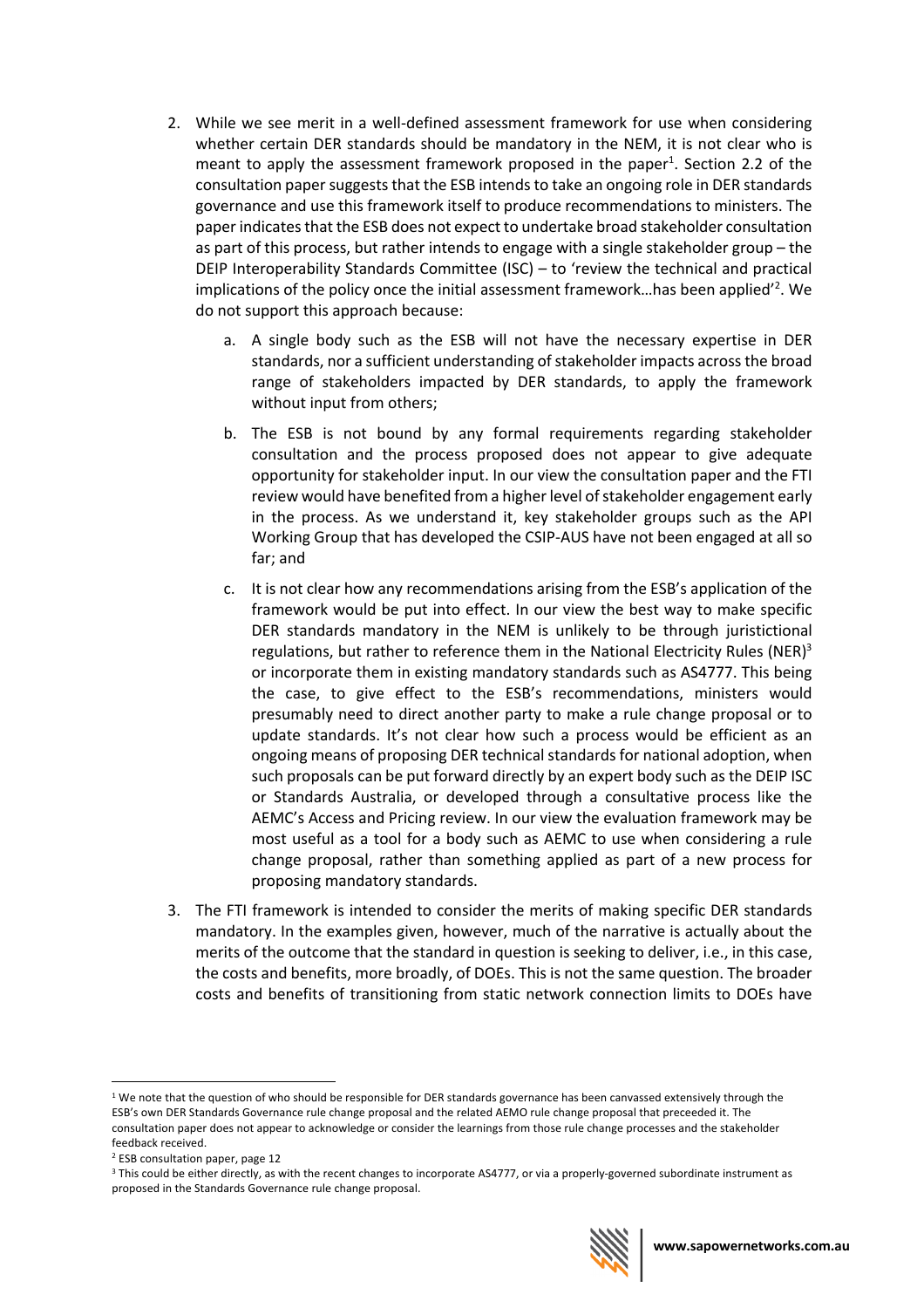2. While we see merit in a well-defined assessment framework for use when considering whether certain DER standards should be mandatory in the NEM, it is not clear who is meant to apply the assessment framework proposed in the paper[1]. Section 2.2 of the consultation paper suggests that the ESB intends to take an ongoing role in DER standards governance and use this framework itself to produce recommendations to ministers. The paper indicates that the ESB does not expect to undertake broad stakeholder consultation as part of this process, but rather intends to engage with a single stakeholder group – the DEIP Interoperability Standards Committee (ISC) – to 'review the technical and practical implications of the policy once the initial assessment framework…has been applied'[2]. We do not support this approach because:

   a. A single body such as the ESB will not have the necessary expertise in DER standards, nor a sufficient understanding of stakeholder impacts across the broad range of stakeholders impacted by DER standards, to apply the framework without input from others;

   b. The ESB is not bound by any formal requirements regarding stakeholder consultation and the process proposed does not appear to give adequate opportunity for stakeholder input. In our view the consultation paper and the FTI review would have benefited from a higher level of stakeholder engagement early in the process. As we understand it, key stakeholder groups such as the API Working Group that has developed the CSIP-AUS have not been engaged at all so far; and

   c. It is not clear how any recommendations arising from the ESB's application of the framework would be put into effect. In our view the best way to make specific DER standards mandatory in the NEM is unlikely to be through juristictional regulations, but rather to reference them in the National Electricity Rules (NER)[3] or incorporate them in existing mandatory standards such as AS4777. This being the case, to give effect to the ESB's recommendations, ministers would presumably need to direct another party to make a rule change proposal or to update standards. It's not clear how such a process would be efficient as an ongoing means of proposing DER technical standards for national adoption, when such proposals can be put forward directly by an expert body such as the DEIP ISC or Standards Australia, or developed through a consultative process like the AEMC's Access and Pricing review. In our view the evaluation framework may be most useful as a tool for a body such as AEMC to use when considering a rule change proposal, rather than something applied as part of a new process for proposing mandatory standards.

3. The FTI framework is intended to consider the merits of making specific DER standards mandatory. In the examples given, however, much of the narrative is actually about the merits of the outcome that the standard in question is seeking to deliver, i.e., in this case, the costs and benefits, more broadly, of DOEs. This is not the same question. The broader costs and benefits of transitioning from static network connection limits to DOEs have

[1] We note that the question of who should be responsible for DER standards governance has been canvassed extensively through the ESB's own DER Standards Governance rule change proposal and the related AEMO rule change proposal that preceeded it. The consultation paper does not appear to acknowledge or consider the learnings from those rule change processes and the stakeholder feedback received.

[2] ESB consultation paper, page 12

[3] This could be either directly, as with the recent changes to incorporate AS4777, or via a properly-governed subordinate instrument as proposed in the Standards Governance rule change proposal.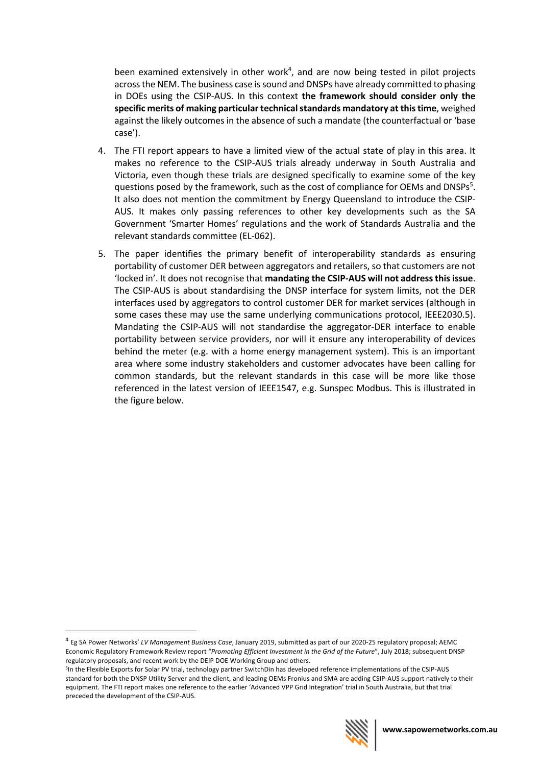been examined extensively in other work[4], and are now being tested in pilot projects across the NEM. The business case is sound and DNSPs have already committed to phasing in DOEs using the CSIP-AUS. In this context **the framework should consider only the specific merits of making particular technical standards mandatory at this time**, weighed against the likely outcomes in the absence of such a mandate (the counterfactual or 'base case').

4. The FTI report appears to have a limited view of the actual state of play in this area. It makes no reference to the CSIP-AUS trials already underway in South Australia and Victoria, even though these trials are designed specifically to examine some of the key questions posed by the framework, such as the cost of compliance for OEMs and DNSPs[5]. It also does not mention the commitment by Energy Queensland to introduce the CSIP-AUS. It makes only passing references to other key developments such as the SA Government 'Smarter Homes' regulations and the work of Standards Australia and the relevant standards committee (EL-062).

5. The paper identifies the primary benefit of interoperability standards as ensuring portability of customer DER between aggregators and retailers, so that customers are not 'locked in'. It does not recognise that **mandating the CSIP-AUS will not address this issue**. The CSIP-AUS is about standardising the DNSP interface for system limits, not the DER interfaces used by aggregators to control customer DER for market services (although in some cases these may use the same underlying communications protocol, IEEE2030.5). Mandating the CSIP-AUS will not standardise the aggregator-DER interface to enable portability between service providers, nor will it ensure any interoperability of devices behind the meter (e.g. with a home energy management system). This is an important area where some industry stakeholders and customer advocates have been calling for common standards, but the relevant standards in this case will be more like those referenced in the latest version of IEEE1547, e.g. Sunspec Modbus. This is illustrated in the figure below.

[4] Eg SA Power Networks' *LV Management Business Case*, January 2019, submitted as part of our 2020-25 regulatory proposal; AEMC Economic Regulatory Framework Review report "*Promoting Efficient Investment in the Grid of the Future*", July 2018; subsequent DNSP regulatory proposals, and recent work by the DEIP DOE Working Group and others.

[5] In the Flexible Exports for Solar PV trial, technology partner SwitchDin has developed reference implementations of the CSIP-AUS standard for both the DNSP Utility Server and the client, and leading OEMs Fronius and SMA are adding CSIP-AUS support natively to their equipment. The FTI report makes one reference to the earlier 'Advanced VPP Grid Integration' trial in South Australia, but that trial preceded the development of the CSIP-AUS.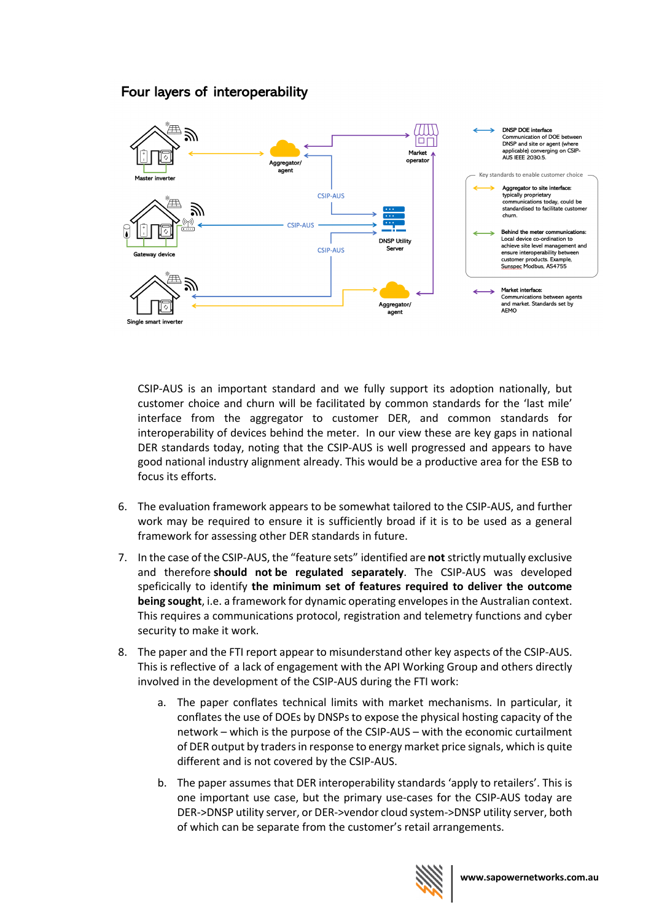## Four layers of interoperability

**DNSP DOE interface**
Communication of DOE between DNSP and site or agent (where applicable) converging on CSIP-AUS IEEE 2030.5.

Key standards to enable customer choice

**Aggregator to site interface:**
typically proprietary communications today, could be standardised to facilitate customer churn.

**Behind the meter communications:**
Local device co-ordination to achieve site level management and ensure interoperability between customer products. Example, Sunspec Modbus, AS4755

**Market interface:**
Communications between agents and market. Standards set by AEMO

CSIP-AUS is an important standard and we fully support its adoption nationally, but customer choice and churn will be facilitated by common standards for the 'last mile' interface from the aggregator to customer DER, and common standards for interoperability of devices behind the meter. In our view these are key gaps in national DER standards today, noting that the CSIP-AUS is well progressed and appears to have good national industry alignment already. This would be a productive area for the ESB to focus its efforts.

6. The evaluation framework appears to be somewhat tailored to the CSIP-AUS, and further work may be required to ensure it is sufficiently broad if it is to be used as a general framework for assessing other DER standards in future.

7. In the case of the CSIP-AUS, the "feature sets" identified are **not** strictly mutually exclusive and therefore **should not be regulated separately**. The CSIP-AUS was developed speficically to identify **the minimum set of features required to deliver the outcome being sought**, i.e. a framework for dynamic operating envelopes in the Australian context. This requires a communications protocol, registration and telemetry functions and cyber security to make it work.

8. The paper and the FTI report appear to misunderstand other key aspects of the CSIP-AUS. This is reflective of a lack of engagement with the API Working Group and others directly involved in the development of the CSIP-AUS during the FTI work:

    a. The paper conflates technical limits with market mechanisms. In particular, it conflates the use of DOEs by DNSPs to expose the physical hosting capacity of the network – which is the purpose of the CSIP-AUS – with the economic curtailment of DER output by traders in response to energy market price signals, which is quite different and is not covered by the CSIP-AUS.

    b. The paper assumes that DER interoperability standards 'apply to retailers'. This is one important use case, but the primary use-cases for the CSIP-AUS today are DER->DNSP utility server, or DER->vendor cloud system->DNSP utility server, both of which can be separate from the customer's retail arrangements.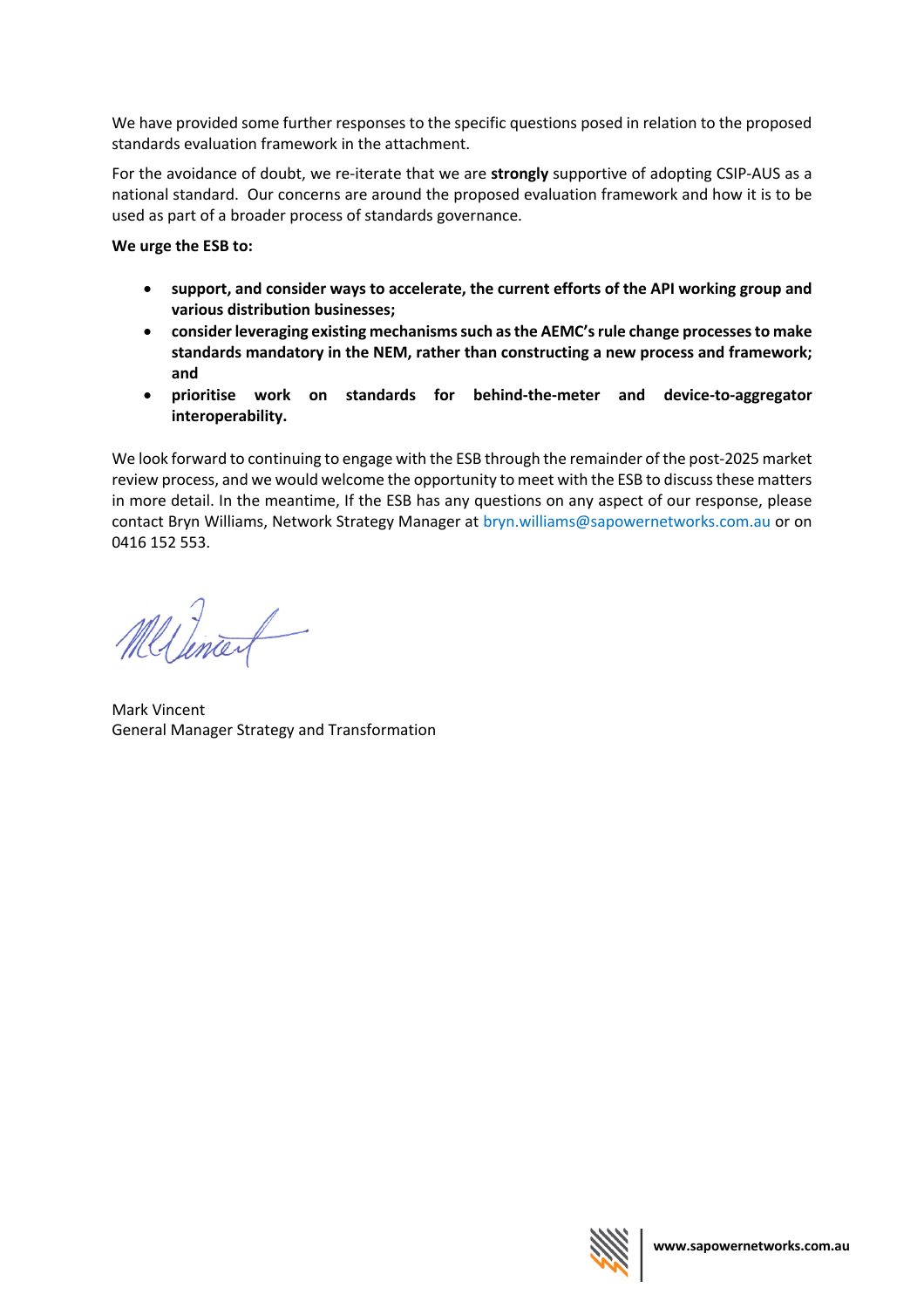We have provided some further responses to the specific questions posed in relation to the proposed standards evaluation framework in the attachment.

For the avoidance of doubt, we re-iterate that we are **strongly** supportive of adopting CSIP-AUS as a national standard. Our concerns are around the proposed evaluation framework and how it is to be used as part of a broader process of standards governance.

**We urge the ESB to:**

- **support, and consider ways to accelerate, the current efforts of the API working group and various distribution businesses;**
- **consider leveraging existing mechanisms such as the AEMC's rule change processes to make standards mandatory in the NEM, rather than constructing a new process and framework; and**
- **prioritise work on standards for behind-the-meter and device-to-aggregator interoperability.**

We look forward to continuing to engage with the ESB through the remainder of the post-2025 market review process, and we would welcome the opportunity to meet with the ESB to discuss these matters in more detail. In the meantime, If the ESB has any questions on any aspect of our response, please contact Bryn Williams, Network Strategy Manager at bryn.williams@sapowernetworks.com.au or on 0416 152 553.

Mark Vincent
General Manager Strategy and Transformation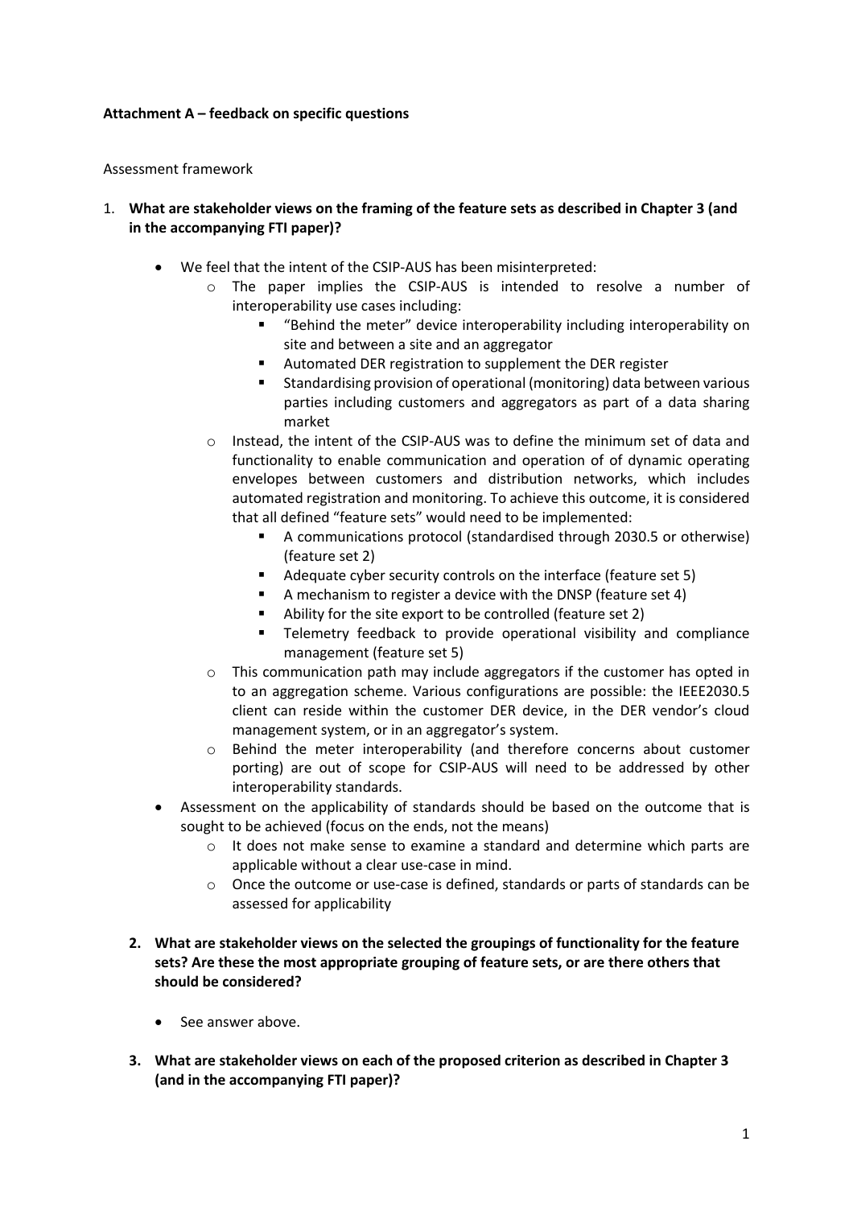**Attachment A – feedback on specific questions**

Assessment framework

1. **What are stakeholder views on the framing of the feature sets as described in Chapter 3 (and in the accompanying FTI paper)?**

    - We feel that the intent of the CSIP-AUS has been misinterpreted:
        - The paper implies the CSIP-AUS is intended to resolve a number of interoperability use cases including:
            - "Behind the meter" device interoperability including interoperability on site and between a site and an aggregator
            - Automated DER registration to supplement the DER register
            - Standardising provision of operational (monitoring) data between various parties including customers and aggregators as part of a data sharing market
        - Instead, the intent of the CSIP-AUS was to define the minimum set of data and functionality to enable communication and operation of of dynamic operating envelopes between customers and distribution networks, which includes automated registration and monitoring. To achieve this outcome, it is considered that all defined "feature sets" would need to be implemented:
            - A communications protocol (standardised through 2030.5 or otherwise) (feature set 2)
            - Adequate cyber security controls on the interface (feature set 5)
            - A mechanism to register a device with the DNSP (feature set 4)
            - Ability for the site export to be controlled (feature set 2)
            - Telemetry feedback to provide operational visibility and compliance management (feature set 5)
        - This communication path may include aggregators if the customer has opted in to an aggregation scheme. Various configurations are possible: the IEEE2030.5 client can reside within the customer DER device, in the DER vendor's cloud management system, or in an aggregator's system.
        - Behind the meter interoperability (and therefore concerns about customer porting) are out of scope for CSIP-AUS will need to be addressed by other interoperability standards.
    - Assessment on the applicability of standards should be based on the outcome that is sought to be achieved (focus on the ends, not the means)
        - It does not make sense to examine a standard and determine which parts are applicable without a clear use-case in mind.
        - Once the outcome or use-case is defined, standards or parts of standards can be assessed for applicability

2. **What are stakeholder views on the selected the groupings of functionality for the feature sets? Are these the most appropriate grouping of feature sets, or are there others that should be considered?**

    - See answer above.

3. **What are stakeholder views on each of the proposed criterion as described in Chapter 3 (and in the accompanying FTI paper)?**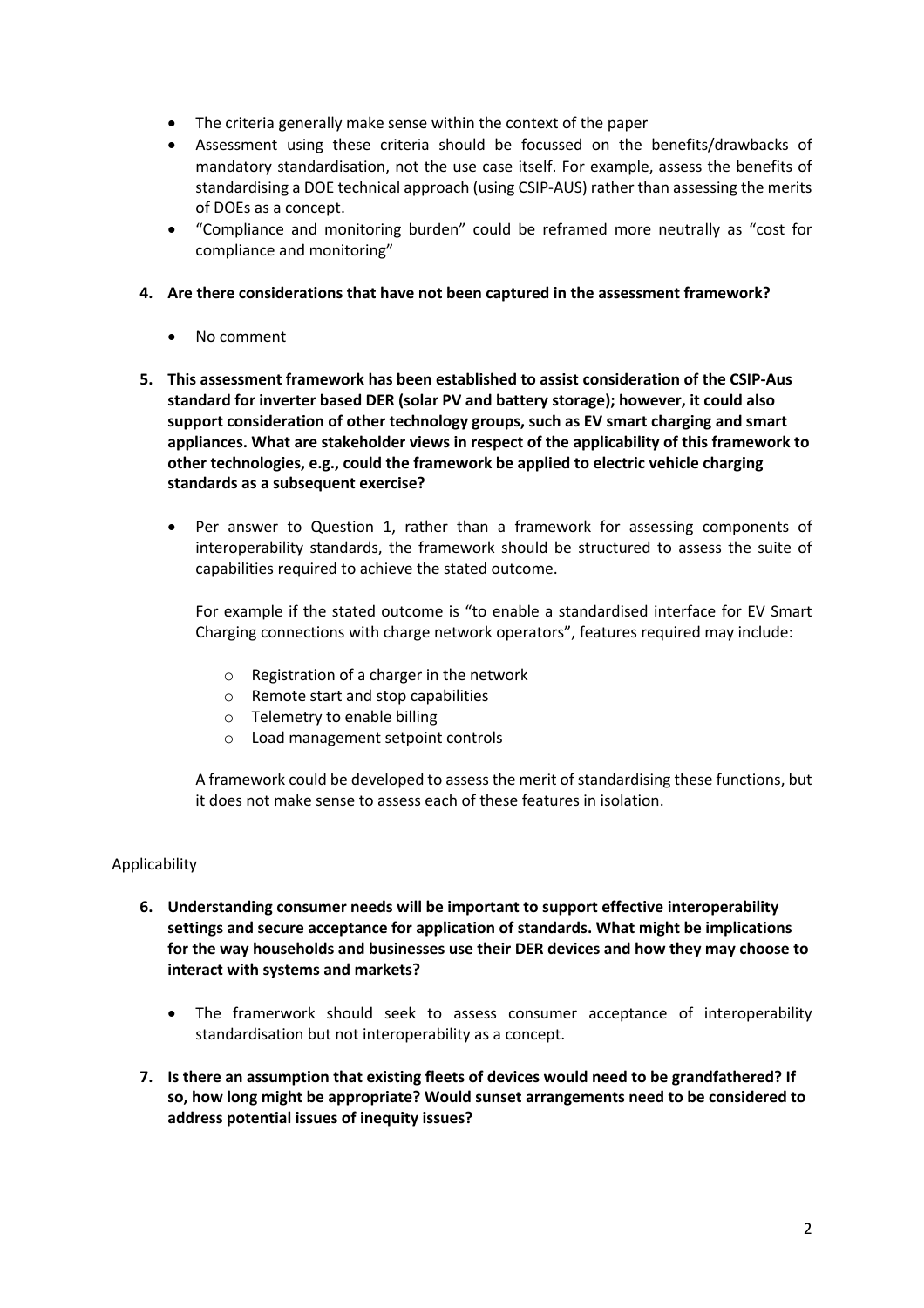- The criteria generally make sense within the context of the paper
- Assessment using these criteria should be focussed on the benefits/drawbacks of mandatory standardisation, not the use case itself. For example, assess the benefits of standardising a DOE technical approach (using CSIP-AUS) rather than assessing the merits of DOEs as a concept.
- "Compliance and monitoring burden" could be reframed more neutrally as "cost for compliance and monitoring"

**4. Are there considerations that have not been captured in the assessment framework?**

- No comment

**5. This assessment framework has been established to assist consideration of the CSIP-Aus standard for inverter based DER (solar PV and battery storage); however, it could also support consideration of other technology groups, such as EV smart charging and smart appliances. What are stakeholder views in respect of the applicability of this framework to other technologies, e.g., could the framework be applied to electric vehicle charging standards as a subsequent exercise?**

- Per answer to Question 1, rather than a framework for assessing components of interoperability standards, the framework should be structured to assess the suite of capabilities required to achieve the stated outcome.

  For example if the stated outcome is "to enable a standardised interface for EV Smart Charging connections with charge network operators", features required may include:

  - Registration of a charger in the network
  - Remote start and stop capabilities
  - Telemetry to enable billing
  - Load management setpoint controls

  A framework could be developed to assess the merit of standardising these functions, but it does not make sense to assess each of these features in isolation.

Applicability

**6. Understanding consumer needs will be important to support effective interoperability settings and secure acceptance for application of standards. What might be implications for the way households and businesses use their DER devices and how they may choose to interact with systems and markets?**

- The framerwork should seek to assess consumer acceptance of interoperability standardisation but not interoperability as a concept.

**7. Is there an assumption that existing fleets of devices would need to be grandfathered? If so, how long might be appropriate? Would sunset arrangements need to be considered to address potential issues of inequity issues?**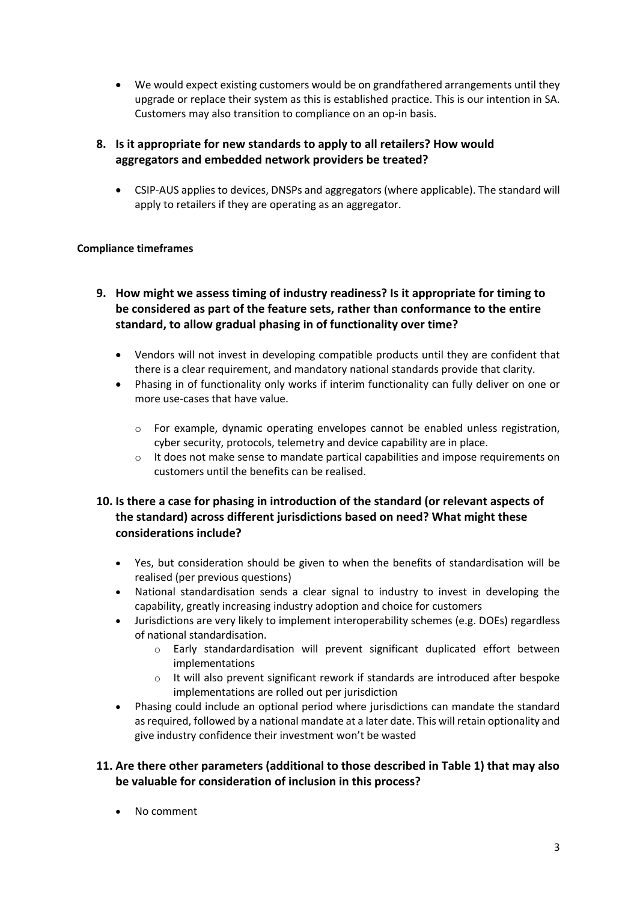- We would expect existing customers would be on grandfathered arrangements until they upgrade or replace their system as this is established practice. This is our intention in SA. Customers may also transition to compliance on an op-in basis.

## 8. Is it appropriate for new standards to apply to all retailers? How would aggregators and embedded network providers be treated?

- CSIP-AUS applies to devices, DNSPs and aggregators (where applicable). The standard will apply to retailers if they are operating as an aggregator.

**Compliance timeframes**

## 9. How might we assess timing of industry readiness? Is it appropriate for timing to be considered as part of the feature sets, rather than conformance to the entire standard, to allow gradual phasing in of functionality over time?

- Vendors will not invest in developing compatible products until they are confident that there is a clear requirement, and mandatory national standards provide that clarity.
- Phasing in of functionality only works if interim functionality can fully deliver on one or more use-cases that have value.
  - For example, dynamic operating envelopes cannot be enabled unless registration, cyber security, protocols, telemetry and device capability are in place.
  - It does not make sense to mandate partical capabilities and impose requirements on customers until the benefits can be realised.

## 10. Is there a case for phasing in introduction of the standard (or relevant aspects of the standard) across different jurisdictions based on need? What might these considerations include?

- Yes, but consideration should be given to when the benefits of standardisation will be realised (per previous questions)
- National standardisation sends a clear signal to industry to invest in developing the capability, greatly increasing industry adoption and choice for customers
- Jurisdictions are very likely to implement interoperability schemes (e.g. DOEs) regardless of national standardisation.
  - Early standardardisation will prevent significant duplicated effort between implementations
  - It will also prevent significant rework if standards are introduced after bespoke implementations are rolled out per jurisdiction
- Phasing could include an optional period where jurisdictions can mandate the standard as required, followed by a national mandate at a later date. This will retain optionality and give industry confidence their investment won't be wasted

## 11. Are there other parameters (additional to those described in Table 1) that may also be valuable for consideration of inclusion in this process?

- No comment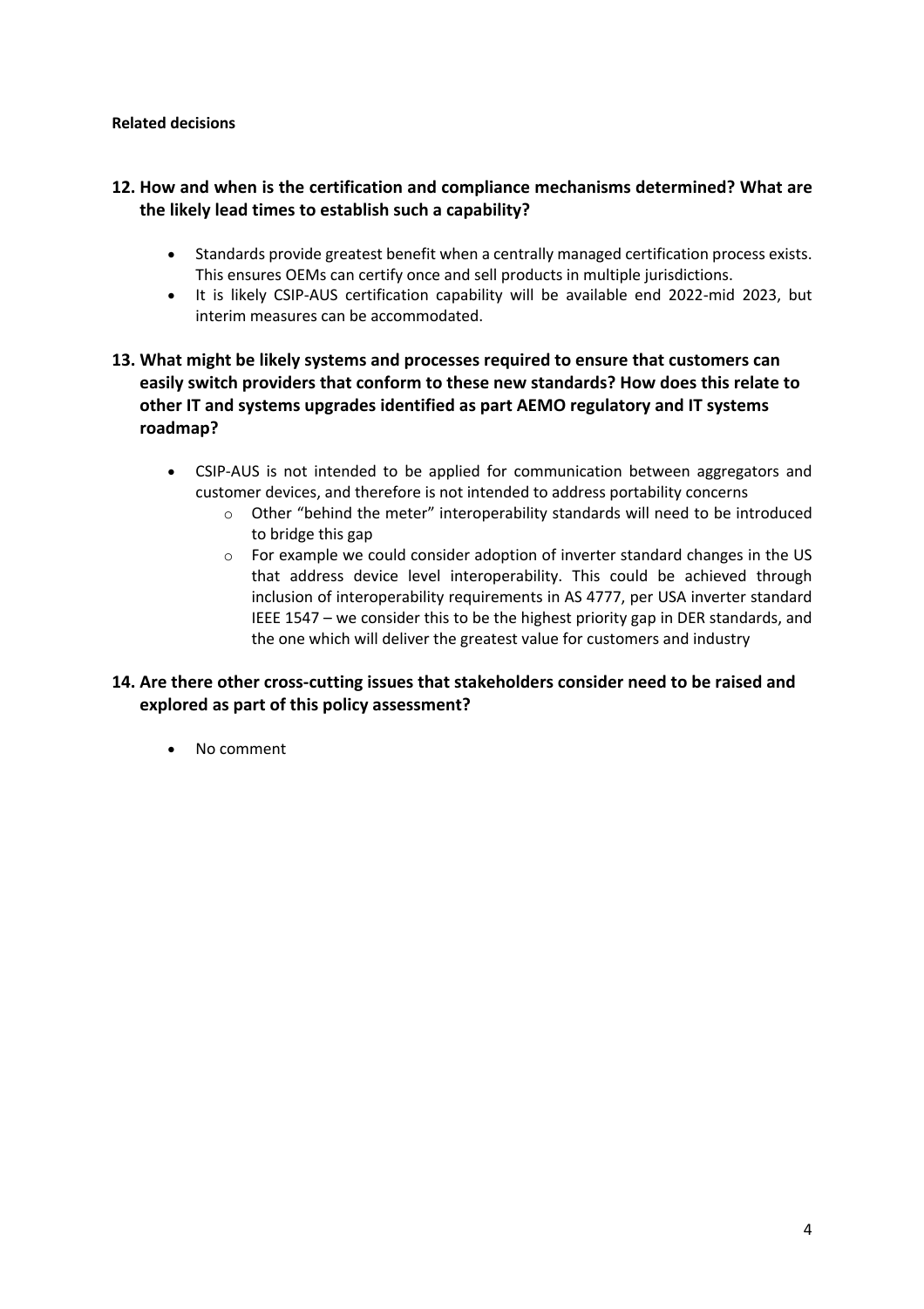**Related decisions**

## 12. How and when is the certification and compliance mechanisms determined? What are the likely lead times to establish such a capability?

- Standards provide greatest benefit when a centrally managed certification process exists. This ensures OEMs can certify once and sell products in multiple jurisdictions.
- It is likely CSIP-AUS certification capability will be available end 2022-mid 2023, but interim measures can be accommodated.

## 13. What might be likely systems and processes required to ensure that customers can easily switch providers that conform to these new standards? How does this relate to other IT and systems upgrades identified as part AEMO regulatory and IT systems roadmap?

- CSIP-AUS is not intended to be applied for communication between aggregators and customer devices, and therefore is not intended to address portability concerns
  - Other "behind the meter" interoperability standards will need to be introduced to bridge this gap
  - For example we could consider adoption of inverter standard changes in the US that address device level interoperability. This could be achieved through inclusion of interoperability requirements in AS 4777, per USA inverter standard IEEE 1547 – we consider this to be the highest priority gap in DER standards, and the one which will deliver the greatest value for customers and industry

## 14. Are there other cross-cutting issues that stakeholders consider need to be raised and explored as part of this policy assessment?

- No comment